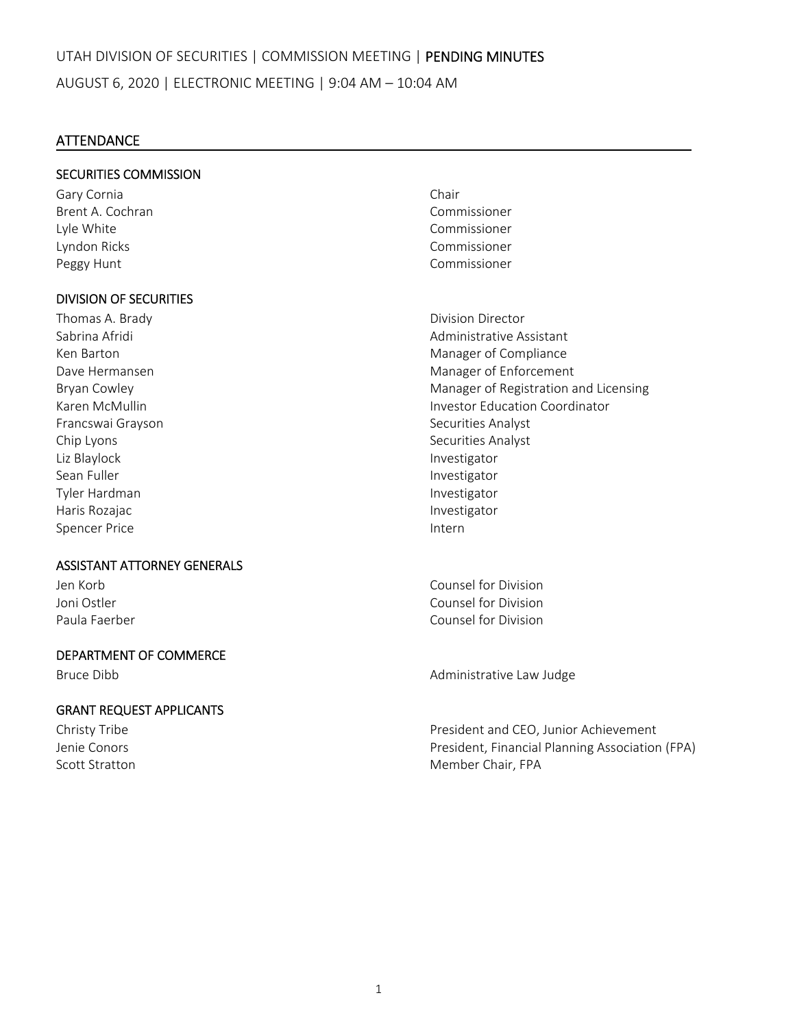UTAH DIVISION OF SECURITIES | COMMISSION MEETING | PENDING MINUTES

AUGUST 6, 2020 | ELECTRONIC MEETING | 9:04 AM – 10:04 AM

## ATTENDANCE

### SECURITIES COMMISSION

| Name | Title |
|---|---|
| Gary Cornia | Chair |
| Brent A. Cochran | Commissioner |
| Lyle White | Commissioner |
| Lyndon Ricks | Commissioner |
| Peggy Hunt | Commissioner |

### DIVISION OF SECURITIES

| Name | Title |
|---|---|
| Thomas A. Brady | Division Director |
| Sabrina Afridi | Administrative Assistant |
| Ken Barton | Manager of Compliance |
| Dave Hermansen | Manager of Enforcement |
| Bryan Cowley | Manager of Registration and Licensing |
| Karen McMullin | Investor Education Coordinator |
| Francswai Grayson | Securities Analyst |
| Chip Lyons | Securities Analyst |
| Liz Blaylock | Investigator |
| Sean Fuller | Investigator |
| Tyler Hardman | Investigator |
| Haris Rozajac | Investigator |
| Spencer Price | Intern |

### ASSISTANT ATTORNEY GENERALS

| Name | Title |
|---|---|
| Jen Korb | Counsel for Division |
| Joni Ostler | Counsel for Division |
| Paula Faerber | Counsel for Division |

### DEPARTMENT OF COMMERCE

| Name | Title |
|---|---|
| Bruce Dibb | Administrative Law Judge |

### GRANT REQUEST APPLICANTS

| Name | Title |
|---|---|
| Christy Tribe | President and CEO, Junior Achievement |
| Jenie Conors | President, Financial Planning Association (FPA) |
| Scott Stratton | Member Chair, FPA |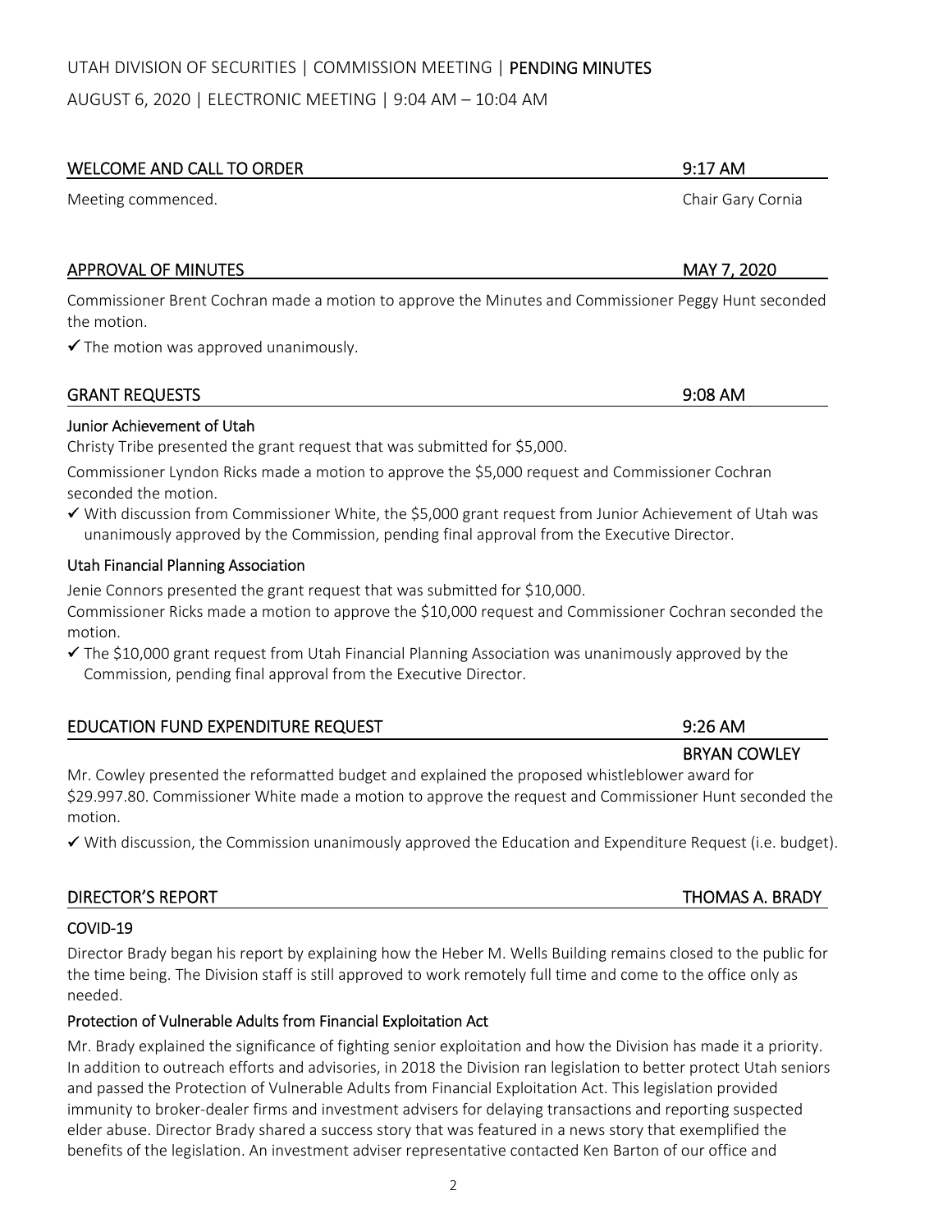UTAH DIVISION OF SECURITIES | COMMISSION MEETING | **PENDING MINUTES**

AUGUST 6, 2020 | ELECTRONIC MEETING | 9:04 AM – 10:04 AM

## WELCOME AND CALL TO ORDER — 9:17 AM

Meeting commenced. — Chair Gary Cornia

## APPROVAL OF MINUTES — MAY 7, 2020

Commissioner Brent Cochran made a motion to approve the Minutes and Commissioner Peggy Hunt seconded the motion.

✓ The motion was approved unanimously.

## GRANT REQUESTS — 9:08 AM

### Junior Achievement of Utah

Christy Tribe presented the grant request that was submitted for $5,000.

Commissioner Lyndon Ricks made a motion to approve the $5,000 request and Commissioner Cochran seconded the motion.

✓ With discussion from Commissioner White, the $5,000 grant request from Junior Achievement of Utah was unanimously approved by the Commission, pending final approval from the Executive Director.

### Utah Financial Planning Association

Jenie Connors presented the grant request that was submitted for $10,000.

Commissioner Ricks made a motion to approve the $10,000 request and Commissioner Cochran seconded the motion.

✓ The $10,000 grant request from Utah Financial Planning Association was unanimously approved by the Commission, pending final approval from the Executive Director.

## EDUCATION FUND EXPENDITURE REQUEST — 9:26 AM

**BRYAN COWLEY**

Mr. Cowley presented the reformatted budget and explained the proposed whistleblower award for $29.997.80. Commissioner White made a motion to approve the request and Commissioner Hunt seconded the motion.

✓ With discussion, the Commission unanimously approved the Education and Expenditure Request (i.e. budget).

## DIRECTOR'S REPORT — THOMAS A. BRADY

### COVID-19

Director Brady began his report by explaining how the Heber M. Wells Building remains closed to the public for the time being. The Division staff is still approved to work remotely full time and come to the office only as needed.

### Protection of Vulnerable Adults from Financial Exploitation Act

Mr. Brady explained the significance of fighting senior exploitation and how the Division has made it a priority. In addition to outreach efforts and advisories, in 2018 the Division ran legislation to better protect Utah seniors and passed the Protection of Vulnerable Adults from Financial Exploitation Act. This legislation provided immunity to broker-dealer firms and investment advisers for delaying transactions and reporting suspected elder abuse. Director Brady shared a success story that was featured in a news story that exemplified the benefits of the legislation. An investment adviser representative contacted Ken Barton of our office and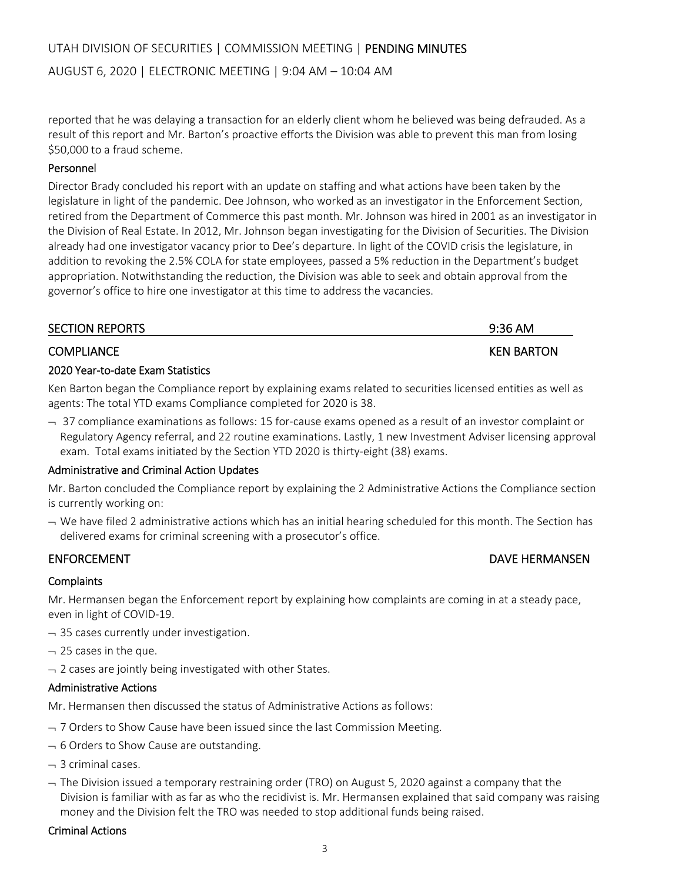reported that he was delaying a transaction for an elderly client whom he believed was being defrauded. As a result of this report and Mr. Barton's proactive efforts the Division was able to prevent this man from losing $50,000 to a fraud scheme.

### Personnel

Director Brady concluded his report with an update on staffing and what actions have been taken by the legislature in light of the pandemic. Dee Johnson, who worked as an investigator in the Enforcement Section, retired from the Department of Commerce this past month. Mr. Johnson was hired in 2001 as an investigator in the Division of Real Estate. In 2012, Mr. Johnson began investigating for the Division of Securities. The Division already had one investigator vacancy prior to Dee's departure. In light of the COVID crisis the legislature, in addition to revoking the 2.5% COLA for state employees, passed a 5% reduction in the Department's budget appropriation. Notwithstanding the reduction, the Division was able to seek and obtain approval from the governor's office to hire one investigator at this time to address the vacancies.

## SECTION REPORTS 9:36 AM

## COMPLIANCE KEN BARTON

### 2020 Year-to-date Exam Statistics

Ken Barton began the Compliance report by explaining exams related to securities licensed entities as well as agents: The total YTD exams Compliance completed for 2020 is 38.

- 37 compliance examinations as follows: 15 for-cause exams opened as a result of an investor complaint or Regulatory Agency referral, and 22 routine examinations. Lastly, 1 new Investment Adviser licensing approval exam. Total exams initiated by the Section YTD 2020 is thirty-eight (38) exams.

### Administrative and Criminal Action Updates

Mr. Barton concluded the Compliance report by explaining the 2 Administrative Actions the Compliance section is currently working on:

- We have filed 2 administrative actions which has an initial hearing scheduled for this month. The Section has delivered exams for criminal screening with a prosecutor's office.

## ENFORCEMENT DAVE HERMANSEN

### Complaints

Mr. Hermansen began the Enforcement report by explaining how complaints are coming in at a steady pace, even in light of COVID-19.

- 35 cases currently under investigation.
- 25 cases in the que.
- 2 cases are jointly being investigated with other States.

### Administrative Actions

Mr. Hermansen then discussed the status of Administrative Actions as follows:

- 7 Orders to Show Cause have been issued since the last Commission Meeting.
- 6 Orders to Show Cause are outstanding.
- 3 criminal cases.
- The Division issued a temporary restraining order (TRO) on August 5, 2020 against a company that the Division is familiar with as far as who the recidivist is. Mr. Hermansen explained that said company was raising money and the Division felt the TRO was needed to stop additional funds being raised.

### Criminal Actions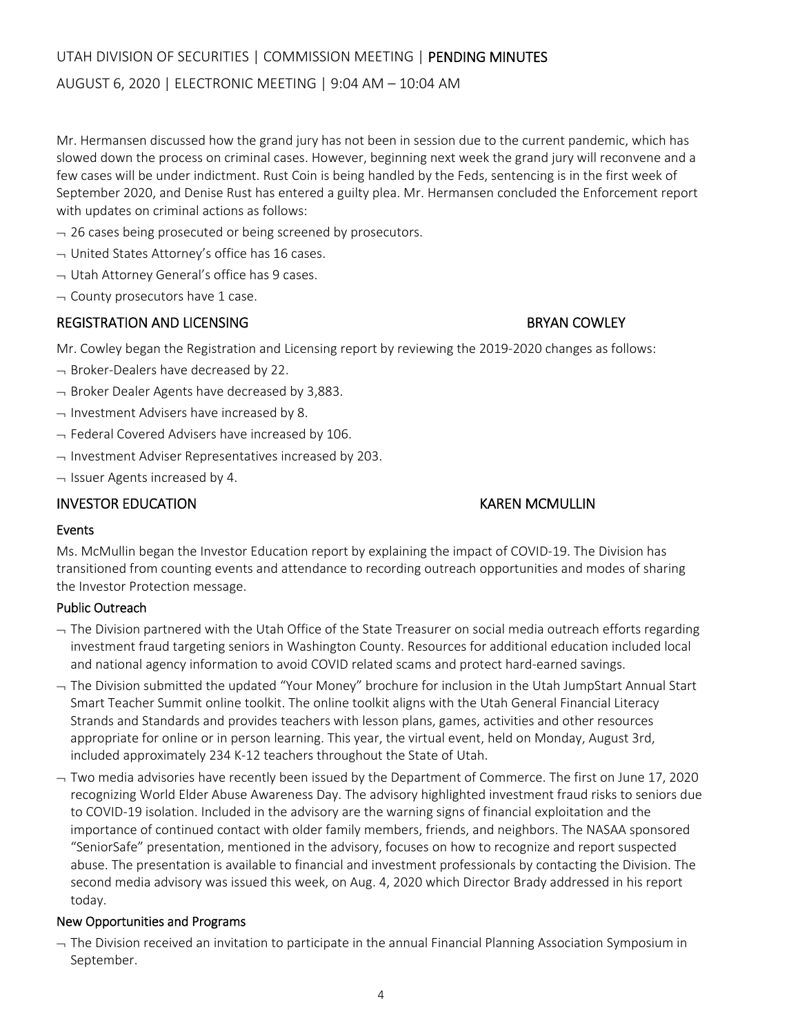Mr. Hermansen discussed how the grand jury has not been in session due to the current pandemic, which has slowed down the process on criminal cases. However, beginning next week the grand jury will reconvene and a few cases will be under indictment. Rust Coin is being handled by the Feds, sentencing is in the first week of September 2020, and Denise Rust has entered a guilty plea. Mr. Hermansen concluded the Enforcement report with updates on criminal actions as follows:

- 26 cases being prosecuted or being screened by prosecutors.
- United States Attorney's office has 16 cases.
- Utah Attorney General's office has 9 cases.
- County prosecutors have 1 case.

## REGISTRATION AND LICENSING — BRYAN COWLEY

Mr. Cowley began the Registration and Licensing report by reviewing the 2019-2020 changes as follows:

- Broker-Dealers have decreased by 22.
- Broker Dealer Agents have decreased by 3,883.
- Investment Advisers have increased by 8.
- Federal Covered Advisers have increased by 106.
- Investment Adviser Representatives increased by 203.
- Issuer Agents increased by 4.

## INVESTOR EDUCATION — KAREN MCMULLIN

### Events

Ms. McMullin began the Investor Education report by explaining the impact of COVID-19. The Division has transitioned from counting events and attendance to recording outreach opportunities and modes of sharing the Investor Protection message.

### Public Outreach

- The Division partnered with the Utah Office of the State Treasurer on social media outreach efforts regarding investment fraud targeting seniors in Washington County. Resources for additional education included local and national agency information to avoid COVID related scams and protect hard-earned savings.
- The Division submitted the updated "Your Money" brochure for inclusion in the Utah JumpStart Annual Start Smart Teacher Summit online toolkit. The online toolkit aligns with the Utah General Financial Literacy Strands and Standards and provides teachers with lesson plans, games, activities and other resources appropriate for online or in person learning. This year, the virtual event, held on Monday, August 3rd, included approximately 234 K-12 teachers throughout the State of Utah.
- Two media advisories have recently been issued by the Department of Commerce. The first on June 17, 2020 recognizing World Elder Abuse Awareness Day. The advisory highlighted investment fraud risks to seniors due to COVID-19 isolation. Included in the advisory are the warning signs of financial exploitation and the importance of continued contact with older family members, friends, and neighbors. The NASAA sponsored "SeniorSafe" presentation, mentioned in the advisory, focuses on how to recognize and report suspected abuse. The presentation is available to financial and investment professionals by contacting the Division. The second media advisory was issued this week, on Aug. 4, 2020 which Director Brady addressed in his report today.

### New Opportunities and Programs

- The Division received an invitation to participate in the annual Financial Planning Association Symposium in September.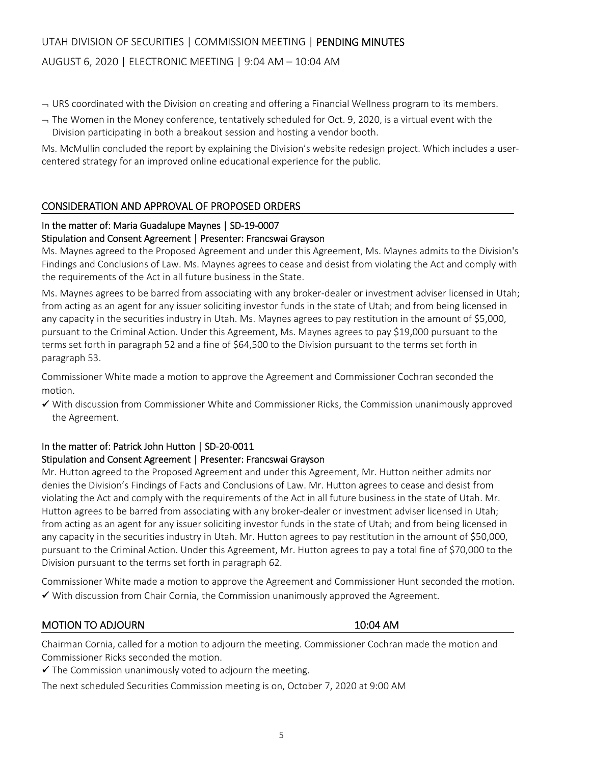- URS coordinated with the Division on creating and offering a Financial Wellness program to its members.
- The Women in the Money conference, tentatively scheduled for Oct. 9, 2020, is a virtual event with the Division participating in both a breakout session and hosting a vendor booth.

Ms. McMullin concluded the report by explaining the Division's website redesign project. Which includes a user-centered strategy for an improved online educational experience for the public.

## CONSIDERATION AND APPROVAL OF PROPOSED ORDERS

### In the matter of: Maria Guadalupe Maynes | SD-19-0007
### Stipulation and Consent Agreement | Presenter: Francswai Grayson

Ms. Maynes agreed to the Proposed Agreement and under this Agreement, Ms. Maynes admits to the Division's Findings and Conclusions of Law. Ms. Maynes agrees to cease and desist from violating the Act and comply with the requirements of the Act in all future business in the State.

Ms. Maynes agrees to be barred from associating with any broker-dealer or investment adviser licensed in Utah; from acting as an agent for any issuer soliciting investor funds in the state of Utah; and from being licensed in any capacity in the securities industry in Utah. Ms. Maynes agrees to pay restitution in the amount of $5,000, pursuant to the Criminal Action. Under this Agreement, Ms. Maynes agrees to pay $19,000 pursuant to the terms set forth in paragraph 52 and a fine of $64,500 to the Division pursuant to the terms set forth in paragraph 53.

Commissioner White made a motion to approve the Agreement and Commissioner Cochran seconded the motion.

✓ With discussion from Commissioner White and Commissioner Ricks, the Commission unanimously approved the Agreement.

### In the matter of: Patrick John Hutton | SD-20-0011
### Stipulation and Consent Agreement | Presenter: Francswai Grayson

Mr. Hutton agreed to the Proposed Agreement and under this Agreement, Mr. Hutton neither admits nor denies the Division's Findings of Facts and Conclusions of Law. Mr. Hutton agrees to cease and desist from violating the Act and comply with the requirements of the Act in all future business in the state of Utah. Mr. Hutton agrees to be barred from associating with any broker-dealer or investment adviser licensed in Utah; from acting as an agent for any issuer soliciting investor funds in the state of Utah; and from being licensed in any capacity in the securities industry in Utah. Mr. Hutton agrees to pay restitution in the amount of $50,000, pursuant to the Criminal Action. Under this Agreement, Mr. Hutton agrees to pay a total fine of $70,000 to the Division pursuant to the terms set forth in paragraph 62.

Commissioner White made a motion to approve the Agreement and Commissioner Hunt seconded the motion.

✓ With discussion from Chair Cornia, the Commission unanimously approved the Agreement.

## MOTION TO ADJOURN — 10:04 AM

Chairman Cornia, called for a motion to adjourn the meeting. Commissioner Cochran made the motion and Commissioner Ricks seconded the motion.

✓ The Commission unanimously voted to adjourn the meeting.

The next scheduled Securities Commission meeting is on, October 7, 2020 at 9:00 AM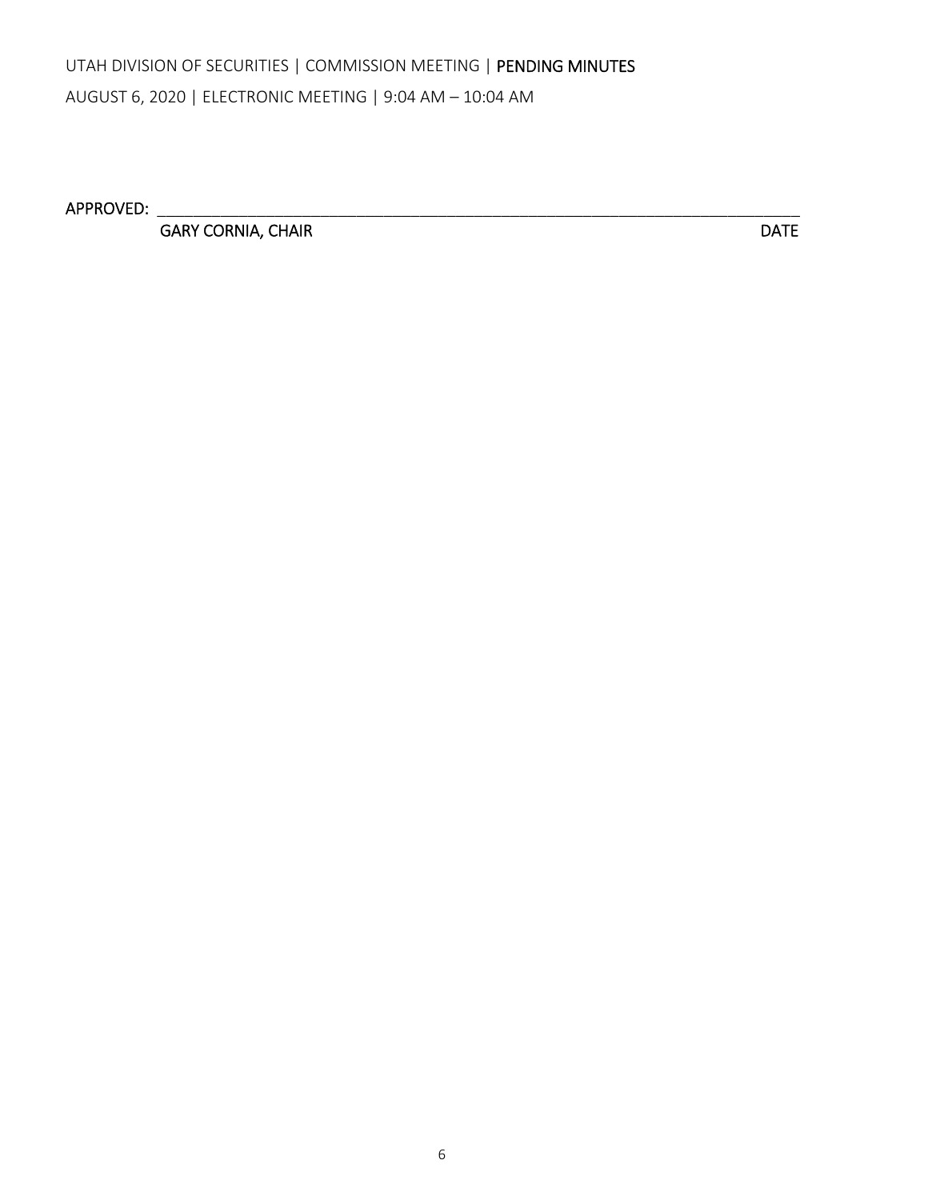**APPROVED:** \_\_\_\_\_\_\_\_\_\_\_\_\_\_\_\_\_\_\_\_\_\_\_\_\_\_\_\_\_\_\_\_\_\_\_\_\_\_\_\_\_\_\_\_\_\_\_\_\_\_\_\_\_\_\_\_\_\_\_\_

**GARY CORNIA, CHAIR** **DATE**